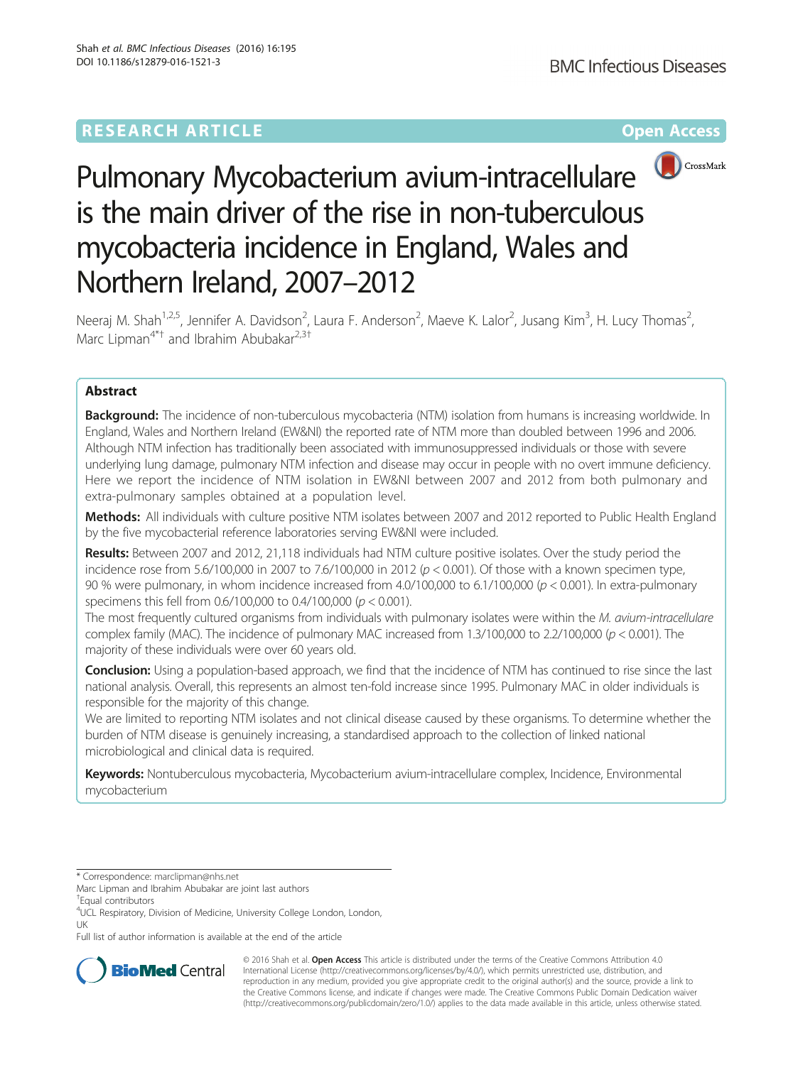RESEARCH ARTICLE

Open Access

# Pulmonary Mycobacterium avium-intracellulare is the main driver of the rise in non-tuberculous mycobacteria incidence in England, Wales and Northern Ireland, 2007–2012

Neeraj M. Shah[1,2,5], Jennifer A. Davidson[2], Laura F. Anderson[2], Maeve K. Lalor[2], Jusang Kim[3], H. Lucy Thomas[2], Marc Lipman[4*†] and Ibrahim Abubakar[2,3†]

## Abstract

**Background:** The incidence of non-tuberculous mycobacteria (NTM) isolation from humans is increasing worldwide. In England, Wales and Northern Ireland (EW&NI) the reported rate of NTM more than doubled between 1996 and 2006. Although NTM infection has traditionally been associated with immunosuppressed individuals or those with severe underlying lung damage, pulmonary NTM infection and disease may occur in people with no overt immune deficiency. Here we report the incidence of NTM isolation in EW&NI between 2007 and 2012 from both pulmonary and extra-pulmonary samples obtained at a population level.

**Methods:** All individuals with culture positive NTM isolates between 2007 and 2012 reported to Public Health England by the five mycobacterial reference laboratories serving EW&NI were included.

**Results:** Between 2007 and 2012, 21,118 individuals had NTM culture positive isolates. Over the study period the incidence rose from 5.6/100,000 in 2007 to 7.6/100,000 in 2012 ($p < 0.001$). Of those with a known specimen type, 90 % were pulmonary, in whom incidence increased from 4.0/100,000 to 6.1/100,000 ($p < 0.001$). In extra-pulmonary specimens this fell from 0.6/100,000 to 0.4/100,000 ($p < 0.001$).

The most frequently cultured organisms from individuals with pulmonary isolates were within the *M. avium-intracellulare* complex family (MAC). The incidence of pulmonary MAC increased from 1.3/100,000 to 2.2/100,000 ($p < 0.001$). The majority of these individuals were over 60 years old.

**Conclusion:** Using a population-based approach, we find that the incidence of NTM has continued to rise since the last national analysis. Overall, this represents an almost ten-fold increase since 1995. Pulmonary MAC in older individuals is responsible for the majority of this change.

We are limited to reporting NTM isolates and not clinical disease caused by these organisms. To determine whether the burden of NTM disease is genuinely increasing, a standardised approach to the collection of linked national microbiological and clinical data is required.

**Keywords:** Nontuberculous mycobacteria, Mycobacterium avium-intracellulare complex, Incidence, Environmental mycobacterium

\* Correspondence: marclipman@nhs.net
Marc Lipman and Ibrahim Abubakar are joint last authors
†Equal contributors
[4]UCL Respiratory, Division of Medicine, University College London, London, UK
Full list of author information is available at the end of the article

© 2016 Shah et al. **Open Access** This article is distributed under the terms of the Creative Commons Attribution 4.0 International License (http://creativecommons.org/licenses/by/4.0/), which permits unrestricted use, distribution, and reproduction in any medium, provided you give appropriate credit to the original author(s) and the source, provide a link to the Creative Commons license, and indicate if changes were made. The Creative Commons Public Domain Dedication waiver (http://creativecommons.org/publicdomain/zero/1.0/) applies to the data made available in this article, unless otherwise stated.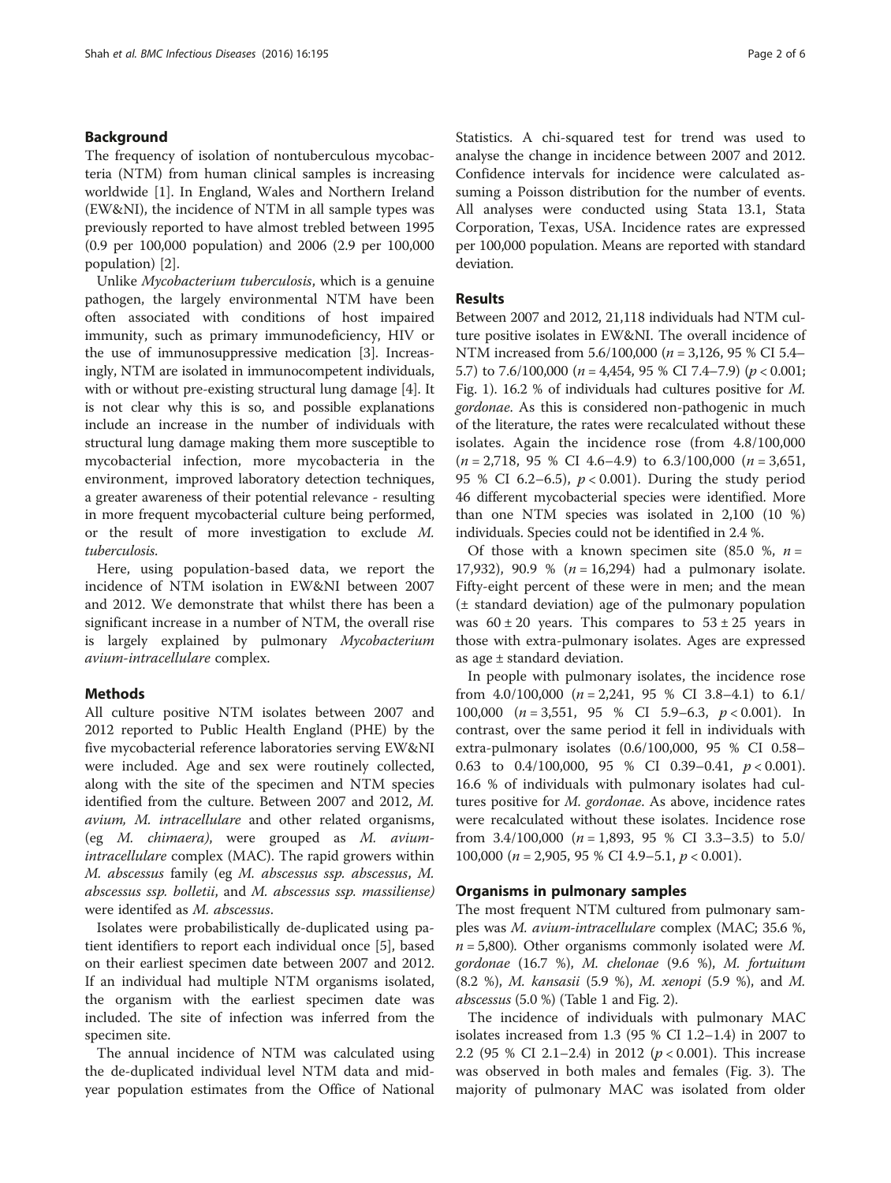## Background

The frequency of isolation of nontuberculous mycobacteria (NTM) from human clinical samples is increasing worldwide [1]. In England, Wales and Northern Ireland (EW&NI), the incidence of NTM in all sample types was previously reported to have almost trebled between 1995 (0.9 per 100,000 population) and 2006 (2.9 per 100,000 population) [2].

Unlike *Mycobacterium tuberculosis*, which is a genuine pathogen, the largely environmental NTM have been often associated with conditions of host impaired immunity, such as primary immunodeficiency, HIV or the use of immunosuppressive medication [3]. Increasingly, NTM are isolated in immunocompetent individuals, with or without pre-existing structural lung damage [4]. It is not clear why this is so, and possible explanations include an increase in the number of individuals with structural lung damage making them more susceptible to mycobacterial infection, more mycobacteria in the environment, improved laboratory detection techniques, a greater awareness of their potential relevance - resulting in more frequent mycobacterial culture being performed, or the result of more investigation to exclude *M. tuberculosis*.

Here, using population-based data, we report the incidence of NTM isolation in EW&NI between 2007 and 2012. We demonstrate that whilst there has been a significant increase in a number of NTM, the overall rise is largely explained by pulmonary *Mycobacterium avium-intracellulare* complex.

## Methods

All culture positive NTM isolates between 2007 and 2012 reported to Public Health England (PHE) by the five mycobacterial reference laboratories serving EW&NI were included. Age and sex were routinely collected, along with the site of the specimen and NTM species identified from the culture. Between 2007 and 2012, *M. avium, M. intracellulare* and other related organisms, (eg *M. chimaera*), were grouped as *M. avium-intracellulare* complex (MAC). The rapid growers within *M. abscessus* family (eg *M. abscessus ssp. abscessus*, *M. abscessus ssp. bolletii*, and *M. abscessus ssp. massiliense)* were identifed as *M. abscessus*.

Isolates were probabilistically de-duplicated using patient identifiers to report each individual once [5], based on their earliest specimen date between 2007 and 2012. If an individual had multiple NTM organisms isolated, the organism with the earliest specimen date was included. The site of infection was inferred from the specimen site.

The annual incidence of NTM was calculated using the de-duplicated individual level NTM data and mid-year population estimates from the Office of National Statistics. A chi-squared test for trend was used to analyse the change in incidence between 2007 and 2012. Confidence intervals for incidence were calculated assuming a Poisson distribution for the number of events. All analyses were conducted using Stata 13.1, Stata Corporation, Texas, USA. Incidence rates are expressed per 100,000 population. Means are reported with standard deviation.

## Results

Between 2007 and 2012, 21,118 individuals had NTM culture positive isolates in EW&NI. The overall incidence of NTM increased from 5.6/100,000 ($n = 3,126$, 95 % CI 5.4–5.7) to 7.6/100,000 ($n = 4,454$, 95 % CI 7.4–7.9) ($p < 0.001$; Fig. 1). 16.2 % of individuals had cultures positive for *M. gordonae*. As this is considered non-pathogenic in much of the literature, the rates were recalculated without these isolates. Again the incidence rose (from 4.8/100,000 ($n = 2,718$, 95 % CI 4.6–4.9) to 6.3/100,000 ($n = 3,651$, 95 % CI 6.2–6.5), $p < 0.001$). During the study period 46 different mycobacterial species were identified. More than one NTM species was isolated in 2,100 (10 %) individuals. Species could not be identified in 2.4 %.

Of those with a known specimen site (85.0 %, $n = 17,932$), 90.9 % ($n = 16,294$) had a pulmonary isolate. Fifty-eight percent of these were in men; and the mean (± standard deviation) age of the pulmonary population was $60 \pm 20$ years. This compares to $53 \pm 25$ years in those with extra-pulmonary isolates. Ages are expressed as age ± standard deviation.

In people with pulmonary isolates, the incidence rose from 4.0/100,000 ($n = 2,241$, 95 % CI 3.8–4.1) to 6.1/100,000 ($n = 3,551$, 95 % CI 5.9–6.3, $p < 0.001$). In contrast, over the same period it fell in individuals with extra-pulmonary isolates (0.6/100,000, 95 % CI 0.58–0.63 to 0.4/100,000, 95 % CI 0.39–0.41, $p < 0.001$). 16.6 % of individuals with pulmonary isolates had cultures positive for *M. gordonae*. As above, incidence rates were recalculated without these isolates. Incidence rose from 3.4/100,000 ($n = 1,893$, 95 % CI 3.3–3.5) to 5.0/100,000 ($n = 2,905$, 95 % CI 4.9–5.1, $p < 0.001$).

### Organisms in pulmonary samples

The most frequent NTM cultured from pulmonary samples was *M. avium-intracellulare* complex (MAC; 35.6 %, $n = 5,800$). Other organisms commonly isolated were *M. gordonae* (16.7 %), *M. chelonae* (9.6 %), *M. fortuitum* (8.2 %), *M. kansasii* (5.9 %), *M. xenopi* (5.9 %), and *M. abscessus* (5.0 %) (Table 1 and Fig. 2).

The incidence of individuals with pulmonary MAC isolates increased from 1.3 (95 % CI 1.2–1.4) in 2007 to 2.2 (95 % CI 2.1–2.4) in 2012 ($p < 0.001$). This increase was observed in both males and females (Fig. 3). The majority of pulmonary MAC was isolated from older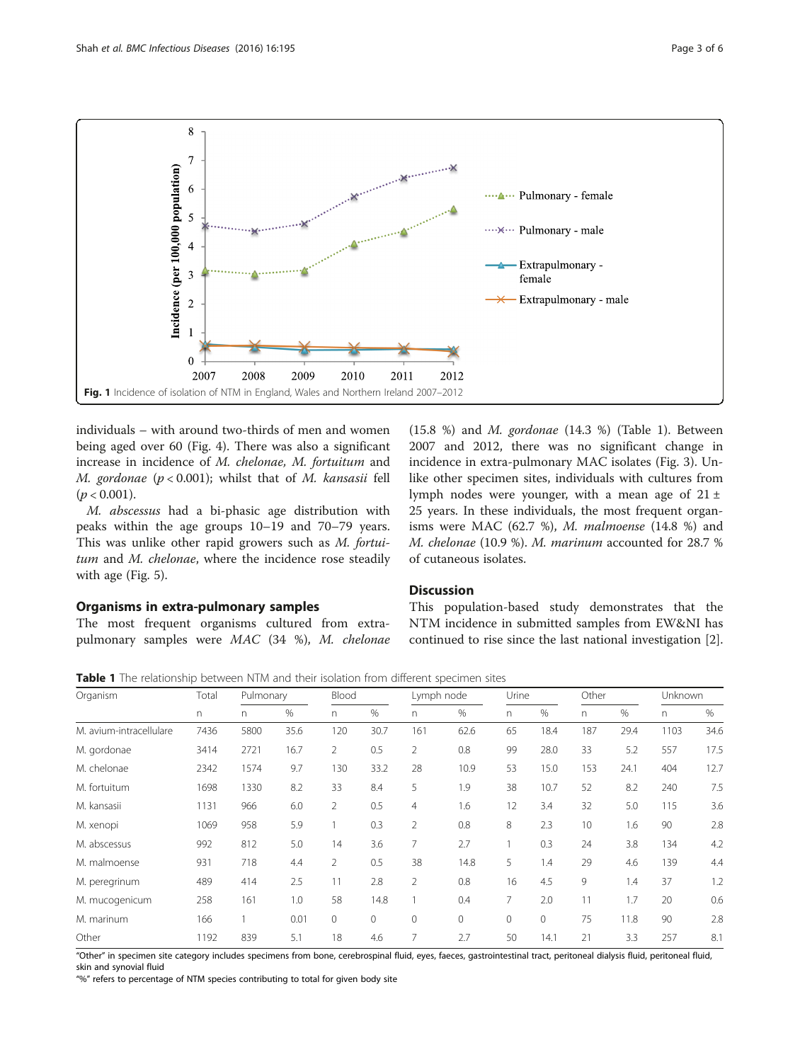Fig. 1 Incidence of isolation of NTM in England, Wales and Northern Ireland 2007–2012

individuals – with around two-thirds of men and women being aged over 60 (Fig. 4). There was also a significant increase in incidence of *M. chelonae, M. fortuitum* and *M. gordonae* ($p < 0.001$); whilst that of *M. kansasii* fell ($p < 0.001$).

*M. abscessus* had a bi-phasic age distribution with peaks within the age groups 10–19 and 70–79 years. This was unlike other rapid growers such as *M. fortuitum* and *M. chelonae*, where the incidence rose steadily with age (Fig. 5).

### Organisms in extra-pulmonary samples

The most frequent organisms cultured from extra-pulmonary samples were *MAC* (34 %), *M. chelonae* (15.8 %) and *M. gordonae* (14.3 %) (Table 1). Between 2007 and 2012, there was no significant change in incidence in extra-pulmonary MAC isolates (Fig. 3). Unlike other specimen sites, individuals with cultures from lymph nodes were younger, with a mean age of 21 ± 25 years. In these individuals, the most frequent organisms were MAC (62.7 %), *M. malmoense* (14.8 %) and *M. chelonae* (10.9 %). *M. marinum* accounted for 28.7 % of cutaneous isolates.

## Discussion

This population-based study demonstrates that the NTM incidence in submitted samples from EW&NI has continued to rise since the last national investigation [2].

**Table 1** The relationship between NTM and their isolation from different specimen sites

| Organism | Total | Pulmonary | | Blood | | Lymph node | | Urine | | Other | | Unknown | |
|---|---|---|---|---|---|---|---|---|---|---|---|---|---|
| | n | n | % | n | % | n | % | n | % | n | % | n | % |
| M. avium-intracellulare | 7436 | 5800 | 35.6 | 120 | 30.7 | 161 | 62.6 | 65 | 18.4 | 187 | 29.4 | 1103 | 34.6 |
| M. gordonae | 3414 | 2721 | 16.7 | 2 | 0.5 | 2 | 0.8 | 99 | 28.0 | 33 | 5.2 | 557 | 17.5 |
| M. chelonae | 2342 | 1574 | 9.7 | 130 | 33.2 | 28 | 10.9 | 53 | 15.0 | 153 | 24.1 | 404 | 12.7 |
| M. fortuitum | 1698 | 1330 | 8.2 | 33 | 8.4 | 5 | 1.9 | 38 | 10.7 | 52 | 8.2 | 240 | 7.5 |
| M. kansasii | 1131 | 966 | 6.0 | 2 | 0.5 | 4 | 1.6 | 12 | 3.4 | 32 | 5.0 | 115 | 3.6 |
| M. xenopi | 1069 | 958 | 5.9 | 1 | 0.3 | 2 | 0.8 | 8 | 2.3 | 10 | 1.6 | 90 | 2.8 |
| M. abscessus | 992 | 812 | 5.0 | 14 | 3.6 | 7 | 2.7 | 1 | 0.3 | 24 | 3.8 | 134 | 4.2 |
| M. malmoense | 931 | 718 | 4.4 | 2 | 0.5 | 38 | 14.8 | 5 | 1.4 | 29 | 4.6 | 139 | 4.4 |
| M. peregrinum | 489 | 414 | 2.5 | 11 | 2.8 | 2 | 0.8 | 16 | 4.5 | 9 | 1.4 | 37 | 1.2 |
| M. mucogenicum | 258 | 161 | 1.0 | 58 | 14.8 | 1 | 0.4 | 7 | 2.0 | 11 | 1.7 | 20 | 0.6 |
| M. marinum | 166 | 1 | 0.01 | 0 | 0 | 0 | 0 | 0 | 0 | 75 | 11.8 | 90 | 2.8 |
| Other | 1192 | 839 | 5.1 | 18 | 4.6 | 7 | 2.7 | 50 | 14.1 | 21 | 3.3 | 257 | 8.1 |

"Other" in specimen site category includes specimens from bone, cerebrospinal fluid, eyes, faeces, gastrointestinal tract, peritoneal dialysis fluid, peritoneal fluid, skin and synovial fluid

"%" refers to percentage of NTM species contributing to total for given body site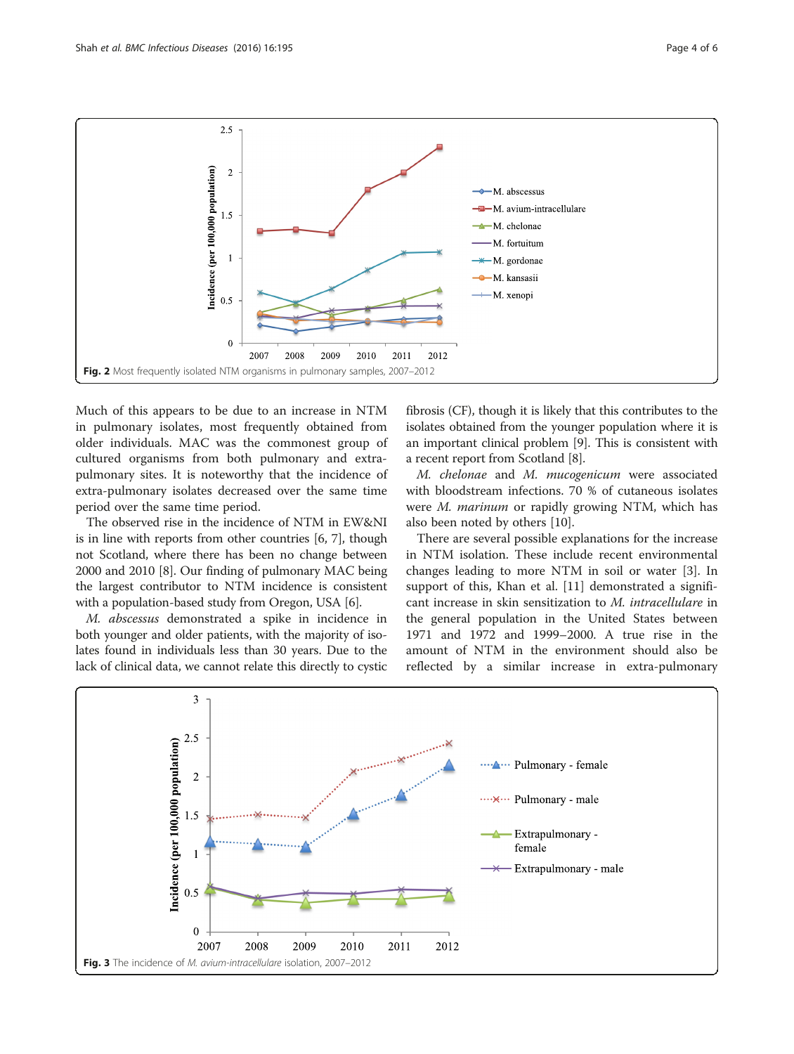Fig. 2 Most frequently isolated NTM organisms in pulmonary samples, 2007–2012

Much of this appears to be due to an increase in NTM in pulmonary isolates, most frequently obtained from older individuals. MAC was the commonest group of cultured organisms from both pulmonary and extra-pulmonary sites. It is noteworthy that the incidence of extra-pulmonary isolates decreased over the same time period over the same time period.

The observed rise in the incidence of NTM in EW&NI is in line with reports from other countries [6, 7], though not Scotland, where there has been no change between 2000 and 2010 [8]. Our finding of pulmonary MAC being the largest contributor to NTM incidence is consistent with a population-based study from Oregon, USA [6].

*M. abscessus* demonstrated a spike in incidence in both younger and older patients, with the majority of isolates found in individuals less than 30 years. Due to the lack of clinical data, we cannot relate this directly to cystic fibrosis (CF), though it is likely that this contributes to the isolates obtained from the younger population where it is an important clinical problem [9]. This is consistent with a recent report from Scotland [8].

*M. chelonae* and *M. mucogenicum* were associated with bloodstream infections. 70 % of cutaneous isolates were *M. marinum* or rapidly growing NTM, which has also been noted by others [10].

There are several possible explanations for the increase in NTM isolation. These include recent environmental changes leading to more NTM in soil or water [3]. In support of this, Khan et al. [11] demonstrated a significant increase in skin sensitization to *M. intracellulare* in the general population in the United States between 1971 and 1972 and 1999–2000. A true rise in the amount of NTM in the environment should also be reflected by a similar increase in extra-pulmonary

Fig. 3 The incidence of *M. avium-intracellulare* isolation, 2007–2012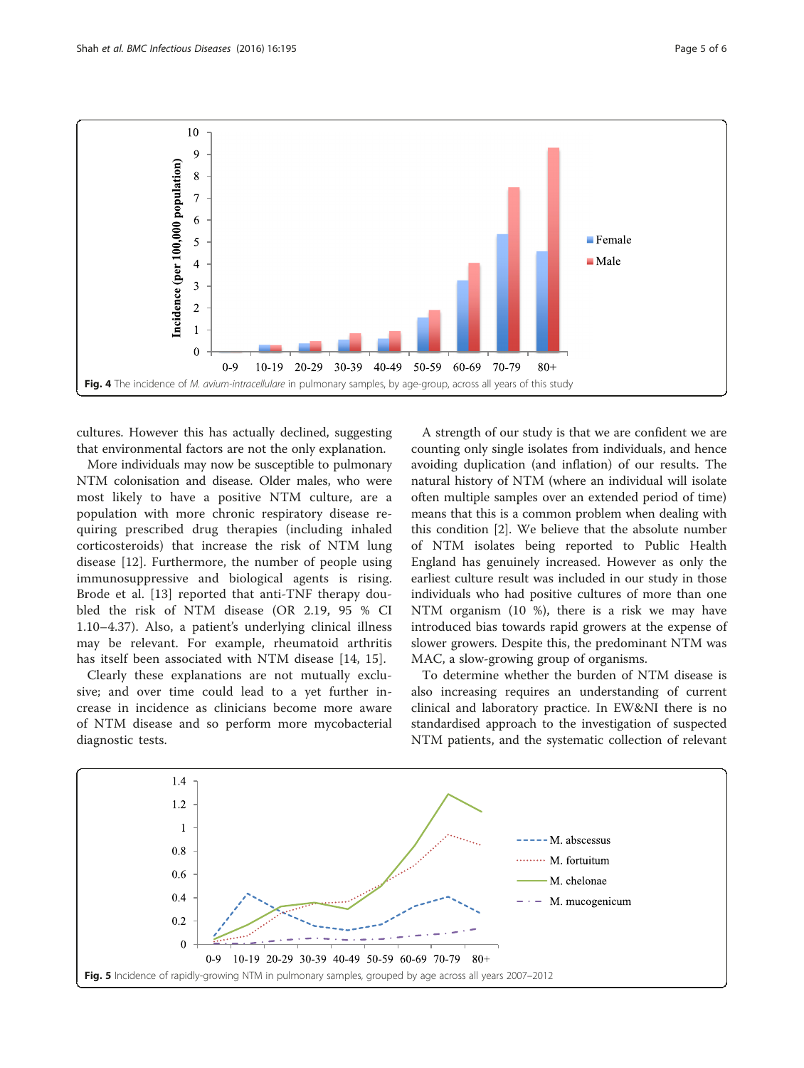Fig. 4 The incidence of *M. avium-intracellulare* in pulmonary samples, by age-group, across all years of this study

cultures. However this has actually declined, suggesting that environmental factors are not the only explanation.

More individuals may now be susceptible to pulmonary NTM colonisation and disease. Older males, who were most likely to have a positive NTM culture, are a population with more chronic respiratory disease requiring prescribed drug therapies (including inhaled corticosteroids) that increase the risk of NTM lung disease [12]. Furthermore, the number of people using immunosuppressive and biological agents is rising. Brode et al. [13] reported that anti-TNF therapy doubled the risk of NTM disease (OR 2.19, 95 % CI 1.10–4.37). Also, a patient's underlying clinical illness may be relevant. For example, rheumatoid arthritis has itself been associated with NTM disease [14, 15].

Clearly these explanations are not mutually exclusive; and over time could lead to a yet further increase in incidence as clinicians become more aware of NTM disease and so perform more mycobacterial diagnostic tests.

A strength of our study is that we are confident we are counting only single isolates from individuals, and hence avoiding duplication (and inflation) of our results. The natural history of NTM (where an individual will isolate often multiple samples over an extended period of time) means that this is a common problem when dealing with this condition [2]. We believe that the absolute number of NTM isolates being reported to Public Health England has genuinely increased. However as only the earliest culture result was included in our study in those individuals who had positive cultures of more than one NTM organism (10 %), there is a risk we may have introduced bias towards rapid growers at the expense of slower growers. Despite this, the predominant NTM was MAC, a slow-growing group of organisms.

To determine whether the burden of NTM disease is also increasing requires an understanding of current clinical and laboratory practice. In EW&NI there is no standardised approach to the investigation of suspected NTM patients, and the systematic collection of relevant

Fig. 5 Incidence of rapidly-growing NTM in pulmonary samples, grouped by age across all years 2007–2012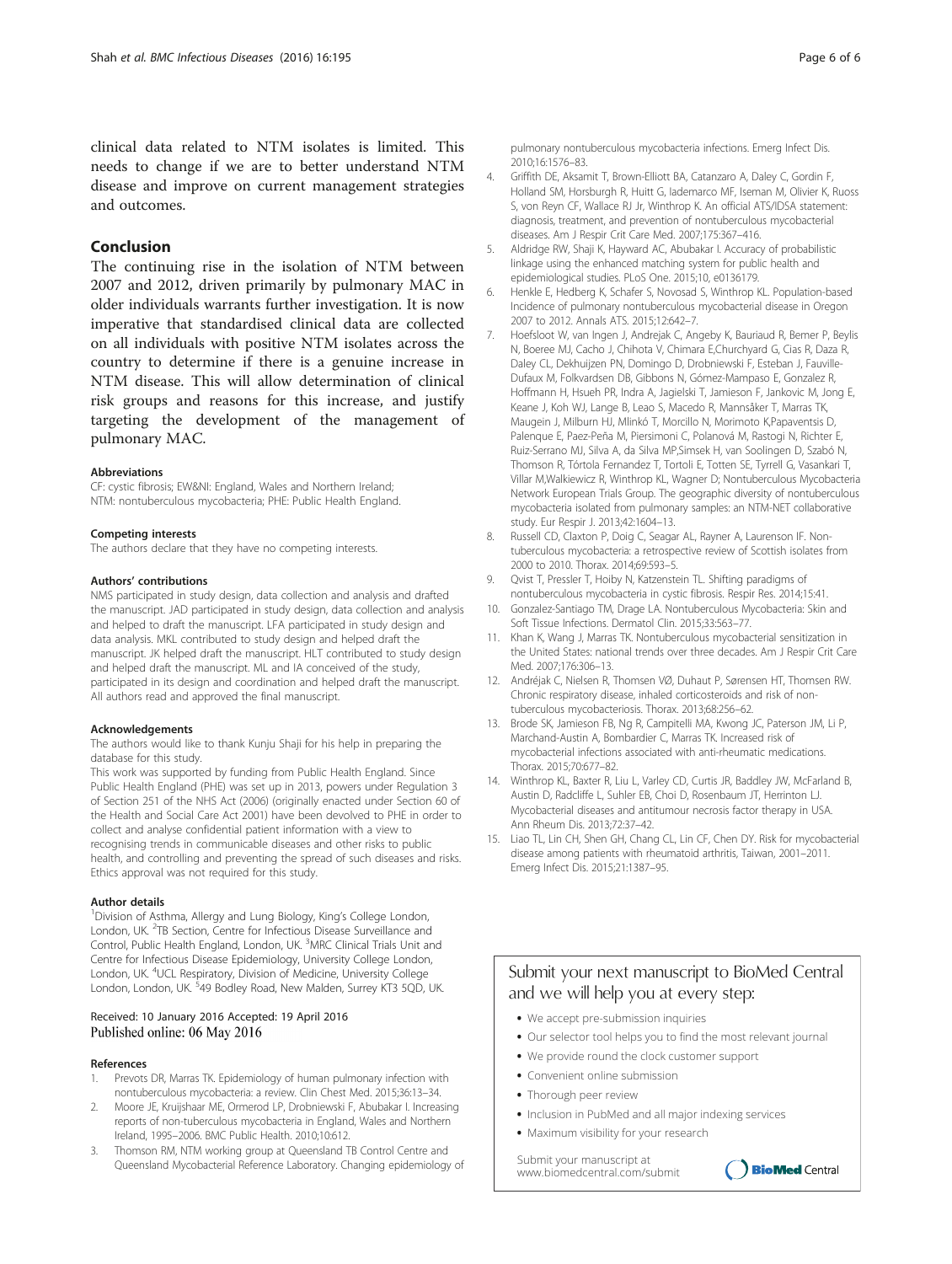clinical data related to NTM isolates is limited. This needs to change if we are to better understand NTM disease and improve on current management strategies and outcomes.

## Conclusion

The continuing rise in the isolation of NTM between 2007 and 2012, driven primarily by pulmonary MAC in older individuals warrants further investigation. It is now imperative that standardised clinical data are collected on all individuals with positive NTM isolates across the country to determine if there is a genuine increase in NTM disease. This will allow determination of clinical risk groups and reasons for this increase, and justify targeting the development of the management of pulmonary MAC.

#### Abbreviations

CF: cystic fibrosis; EW&NI: England, Wales and Northern Ireland; NTM: nontuberculous mycobacteria; PHE: Public Health England.

#### Competing interests

The authors declare that they have no competing interests.

#### Authors' contributions

NMS participated in study design, data collection and analysis and drafted the manuscript. JAD participated in study design, data collection and analysis and helped to draft the manuscript. LFA participated in study design and data analysis. MKL contributed to study design and helped draft the manuscript. JK helped draft the manuscript. HLT contributed to study design and helped draft the manuscript. ML and IA conceived of the study, participated in its design and coordination and helped draft the manuscript. All authors read and approved the final manuscript.

#### Acknowledgements

The authors would like to thank Kunju Shaji for his help in preparing the database for this study.

This work was supported by funding from Public Health England. Since Public Health England (PHE) was set up in 2013, powers under Regulation 3 of Section 251 of the NHS Act (2006) (originally enacted under Section 60 of the Health and Social Care Act 2001) have been devolved to PHE in order to collect and analyse confidential patient information with a view to recognising trends in communicable diseases and other risks to public health, and controlling and preventing the spread of such diseases and risks. Ethics approval was not required for this study.

#### Author details

[1]Division of Asthma, Allergy and Lung Biology, King's College London, London, UK. [2]TB Section, Centre for Infectious Disease Surveillance and Control, Public Health England, London, UK. [3]MRC Clinical Trials Unit and Centre for Infectious Disease Epidemiology, University College London, London, UK. [4]UCL Respiratory, Division of Medicine, University College London, London, UK. [5]49 Bodley Road, New Malden, Surrey KT3 5QD, UK.

Received: 10 January 2016 Accepted: 19 April 2016
Published online: 06 May 2016

#### References

1. Prevots DR, Marras TK. Epidemiology of human pulmonary infection with nontuberculous mycobacteria: a review. Clin Chest Med. 2015;36:13–34.
2. Moore JE, Kruijshaar ME, Ormerod LP, Drobniewski F, Abubakar I. Increasing reports of non-tuberculous mycobacteria in England, Wales and Northern Ireland, 1995–2006. BMC Public Health. 2010;10:612.
3. Thomson RM, NTM working group at Queensland TB Control Centre and Queensland Mycobacterial Reference Laboratory. Changing epidemiology of pulmonary nontuberculous mycobacteria infections. Emerg Infect Dis. 2010;16:1576–83.
4. Griffith DE, Aksamit T, Brown-Elliott BA, Catanzaro A, Daley C, Gordin F, Holland SM, Horsburgh R, Huitt G, Iademarco MF, Iseman M, Olivier K, Ruoss S, von Reyn CF, Wallace RJ Jr, Winthrop K. An official ATS/IDSA statement: diagnosis, treatment, and prevention of nontuberculous mycobacterial diseases. Am J Respir Crit Care Med. 2007;175:367–416.
5. Aldridge RW, Shaji K, Hayward AC, Abubakar I. Accuracy of probabilistic linkage using the enhanced matching system for public health and epidemiological studies. PLoS One. 2015;10, e0136179.
6. Henkle E, Hedberg K, Schafer S, Novosad S, Winthrop KL. Population-based Incidence of pulmonary nontuberculous mycobacterial disease in Oregon 2007 to 2012. Annals ATS. 2015;12:642–7.
7. Hoefsloot W, van Ingen J, Andrejak C, Angeby K, Bauriaud R, Bemer P, Beylis N, Boeree MJ, Cacho J, Chihota V, Chimara E,Churchyard G, Cias R, Daza R, Daley CL, Dekhuijzen PN, Domingo D, Drobniewski F, Esteban J, Fauville-Dufaux M, Folkvardsen DB, Gibbons N, Gómez-Mampaso E, Gonzalez R, Hoffmann H, Hsueh PR, Indra A, Jagielski T, Jamieson F, Jankovic M, Jong E, Keane J, Koh WJ, Lange B, Leao S, Macedo R, Mannsåker T, Marras TK, Maugein J, Milburn HJ, Mlinkó T, Morcillo N, Morimoto K,Papaventsis D, Palenque E, Paez-Peña M, Piersimoni C, Polanová M, Rastogi N, Richter E, Ruiz-Serrano MJ, Silva A, da Silva MP,Simsek H, van Soolingen D, Szabó N, Thomson R, Tórtola Fernandez T, Tortoli E, Totten SE, Tyrrell G, Vasankari T, Villar M,Walkiewicz R, Winthrop KL, Wagner D; Nontuberculous Mycobacteria Network European Trials Group. The geographic diversity of nontuberculous mycobacteria isolated from pulmonary samples: an NTM-NET collaborative study. Eur Respir J. 2013;42:1604–13.
8. Russell CD, Claxton P, Doig C, Seagar AL, Rayner A, Laurenson IF. Non-tuberculous mycobacteria: a retrospective review of Scottish isolates from 2000 to 2010. Thorax. 2014;69:593–5.
9. Qvist T, Pressler T, Hoiby N, Katzenstein TL. Shifting paradigms of nontuberculous mycobacteria in cystic fibrosis. Respir Res. 2014;15:41.
10. Gonzalez-Santiago TM, Drage LA. Nontuberculous Mycobacteria: Skin and Soft Tissue Infections. Dermatol Clin. 2015;33:563–77.
11. Khan K, Wang J, Marras TK. Nontuberculous mycobacterial sensitization in the United States: national trends over three decades. Am J Respir Crit Care Med. 2007;176:306–13.
12. Andréjak C, Nielsen R, Thomsen VØ, Duhaut P, Sørensen HT, Thomsen RW. Chronic respiratory disease, inhaled corticosteroids and risk of non-tuberculous mycobacteriosis. Thorax. 2013;68:256–62.
13. Brode SK, Jamieson FB, Ng R, Campitelli MA, Kwong JC, Paterson JM, Li P, Marchand-Austin A, Bombardier C, Marras TK. Increased risk of mycobacterial infections associated with anti-rheumatic medications. Thorax. 2015;70:677–82.
14. Winthrop KL, Baxter R, Liu L, Varley CD, Curtis JR, Baddley JW, McFarland B, Austin D, Radcliffe L, Suhler EB, Choi D, Rosenbaum JT, Herrinton LJ. Mycobacterial diseases and antitumour necrosis factor therapy in USA. Ann Rheum Dis. 2013;72:37–42.
15. Liao TL, Lin CH, Shen GH, Chang CL, Lin CF, Chen DY. Risk for mycobacterial disease among patients with rheumatoid arthritis, Taiwan, 2001–2011. Emerg Infect Dis. 2015;21:1387–95.

Submit your next manuscript to BioMed Central and we will help you at every step:

- We accept pre-submission inquiries
- Our selector tool helps you to find the most relevant journal
- We provide round the clock customer support
- Convenient online submission
- Thorough peer review
- Inclusion in PubMed and all major indexing services
- Maximum visibility for your research

Submit your manuscript at
www.biomedcentral.com/submit

BioMed Central